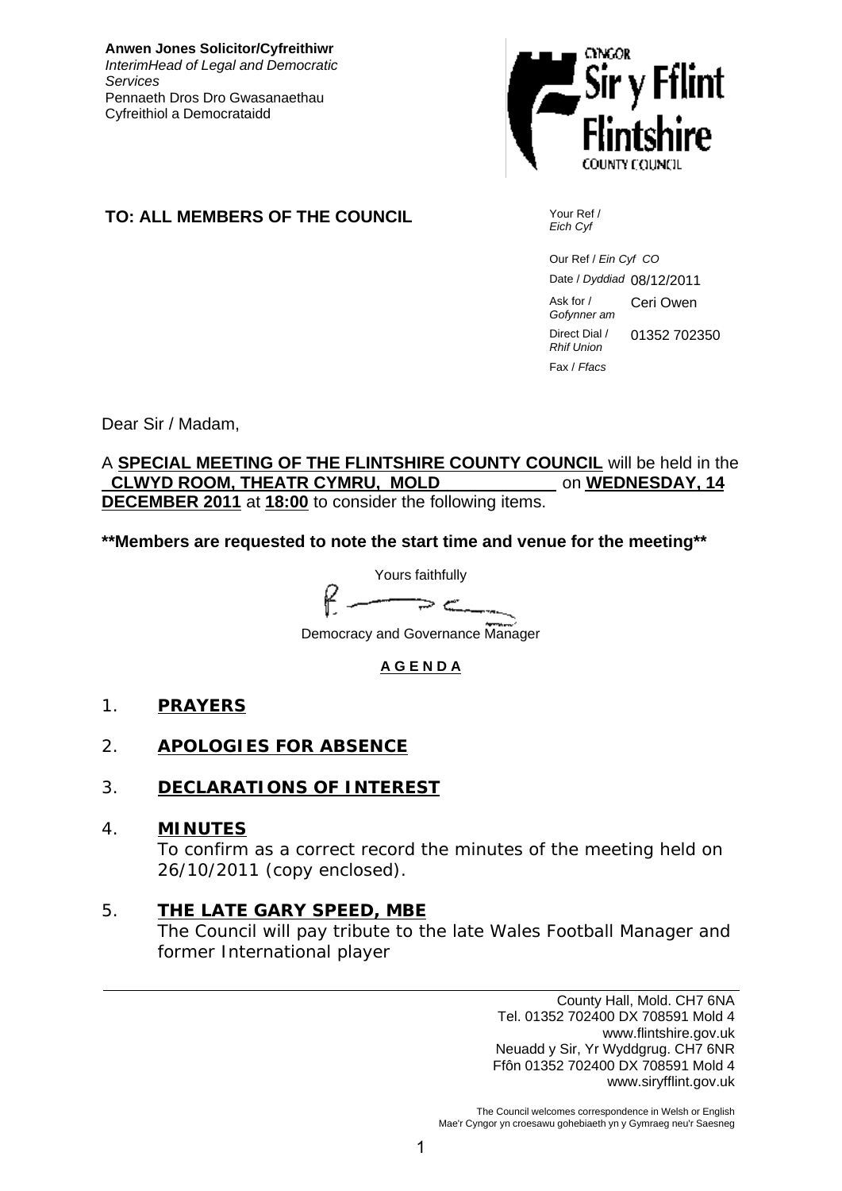**Anwen Jones Solicitor/Cyfreithiwr**
*InterimHead of Legal and Democratic Services*
Pennaeth Dros Dro Gwasanaethau Cyfreithiol a Democrataidd

CYNGOR Sir y Fflint
Flintshire
COUNTY COUNCIL

**TO: ALL MEMBERS OF THE COUNCIL**

Your Ref / *Eich Cyf*

Our Ref / *Ein Cyf* CO

Date / *Dyddiad* 08/12/2011

Ask for / *Gofynner am* Ceri Owen

Direct Dial / *Rhif Union* 01352 702350

Fax / *Ffacs*

Dear Sir / Madam,

A **SPECIAL MEETING OF THE FLINTSHIRE COUNTY COUNCIL** will be held in the **CLWYD ROOM, THEATR CYMRU, MOLD** on **WEDNESDAY, 14 DECEMBER 2011** at **18:00** to consider the following items.

**\*\*Members are requested to note the start time and venue for the meeting\*\***

Yours faithfully

Democracy and Governance Manager

**A G E N D A**

1. **PRAYERS**

2. **APOLOGIES FOR ABSENCE**

3. **DECLARATIONS OF INTEREST**

4. **MINUTES**
   To confirm as a correct record the minutes of the meeting held on 26/10/2011 (copy enclosed).

5. **THE LATE GARY SPEED, MBE**
   The Council will pay tribute to the late Wales Football Manager and former International player

County Hall, Mold. CH7 6NA
Tel. 01352 702400 DX 708591 Mold 4
www.flintshire.gov.uk
Neuadd y Sir, Yr Wyddgrug. CH7 6NR
Ffôn 01352 702400 DX 708591 Mold 4
www.siryfflint.gov.uk

The Council welcomes correspondence in Welsh or English
Mae'r Cyngor yn croesawu gohebiaeth yn y Gymraeg neu'r Saesneg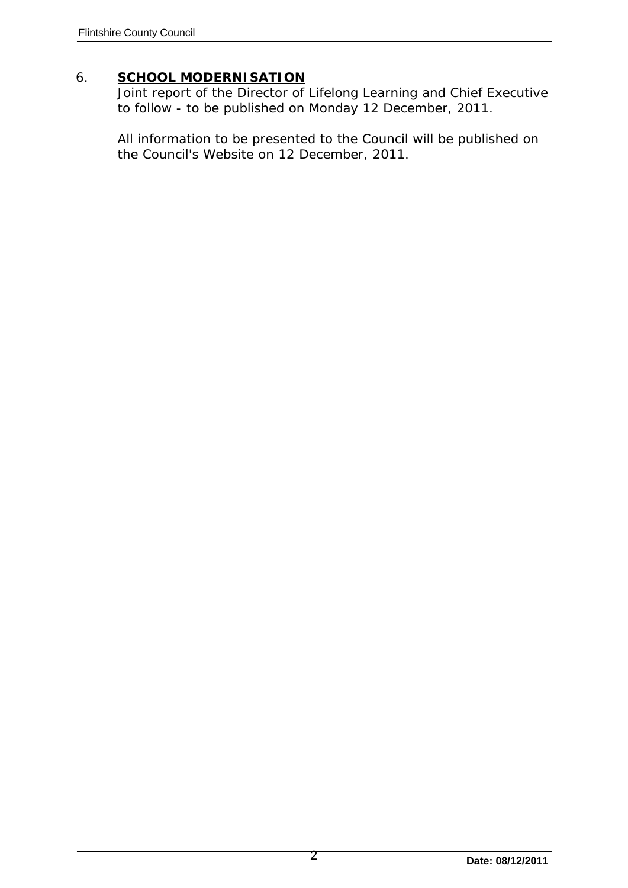6. **SCHOOL MODERNISATION**

Joint report of the Director of Lifelong Learning and Chief Executive to follow - to be published on Monday 12 December, 2011.

All information to be presented to the Council will be published on the Council's Website on 12 December, 2011.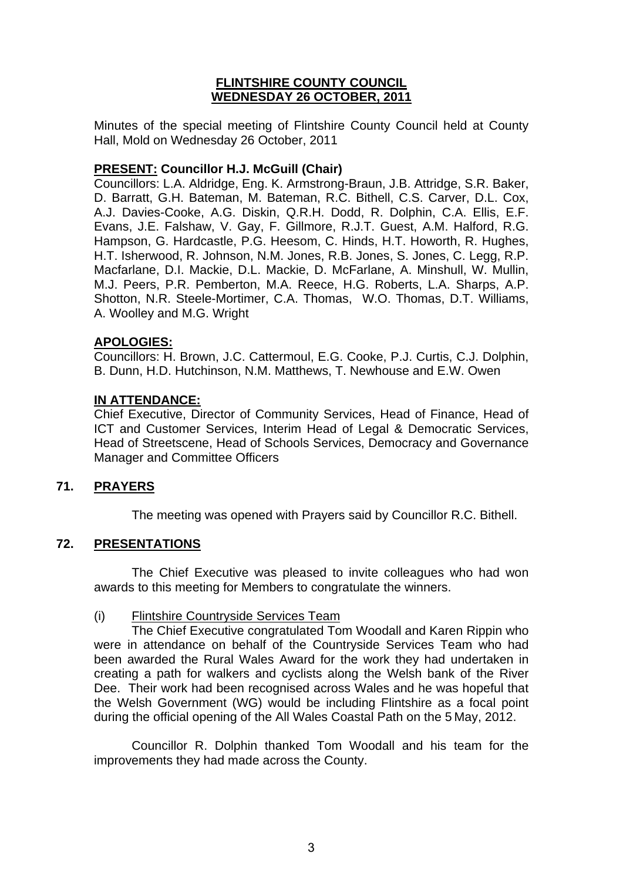# FLINTSHIRE COUNTY COUNCIL
## WEDNESDAY 26 OCTOBER, 2011

Minutes of the special meeting of Flintshire County Council held at County Hall, Mold on Wednesday 26 October, 2011

**PRESENT: Councillor H.J. McGuill (Chair)**
Councillors: L.A. Aldridge, Eng. K. Armstrong-Braun, J.B. Attridge, S.R. Baker, D. Barratt, G.H. Bateman, M. Bateman, R.C. Bithell, C.S. Carver, D.L. Cox, A.J. Davies-Cooke, A.G. Diskin, Q.R.H. Dodd, R. Dolphin, C.A. Ellis, E.F. Evans, J.E. Falshaw, V. Gay, F. Gillmore, R.J.T. Guest, A.M. Halford, R.G. Hampson, G. Hardcastle, P.G. Heesom, C. Hinds, H.T. Howorth, R. Hughes, H.T. Isherwood, R. Johnson, N.M. Jones, R.B. Jones, S. Jones, C. Legg, R.P. Macfarlane, D.I. Mackie, D.L. Mackie, D. McFarlane, A. Minshull, W. Mullin, M.J. Peers, P.R. Pemberton, M.A. Reece, H.G. Roberts, L.A. Sharps, A.P. Shotton, N.R. Steele-Mortimer, C.A. Thomas, W.O. Thomas, D.T. Williams, A. Woolley and M.G. Wright

**APOLOGIES:**
Councillors: H. Brown, J.C. Cattermoul, E.G. Cooke, P.J. Curtis, C.J. Dolphin, B. Dunn, H.D. Hutchinson, N.M. Matthews, T. Newhouse and E.W. Owen

**IN ATTENDANCE:**
Chief Executive, Director of Community Services, Head of Finance, Head of ICT and Customer Services, Interim Head of Legal & Democratic Services, Head of Streetscene, Head of Schools Services, Democracy and Governance Manager and Committee Officers

## 71. PRAYERS

The meeting was opened with Prayers said by Councillor R.C. Bithell.

## 72. PRESENTATIONS

The Chief Executive was pleased to invite colleagues who had won awards to this meeting for Members to congratulate the winners.

(i) Flintshire Countryside Services Team

The Chief Executive congratulated Tom Woodall and Karen Rippin who were in attendance on behalf of the Countryside Services Team who had been awarded the Rural Wales Award for the work they had undertaken in creating a path for walkers and cyclists along the Welsh bank of the River Dee. Their work had been recognised across Wales and he was hopeful that the Welsh Government (WG) would be including Flintshire as a focal point during the official opening of the All Wales Coastal Path on the 5 May, 2012.

Councillor R. Dolphin thanked Tom Woodall and his team for the improvements they had made across the County.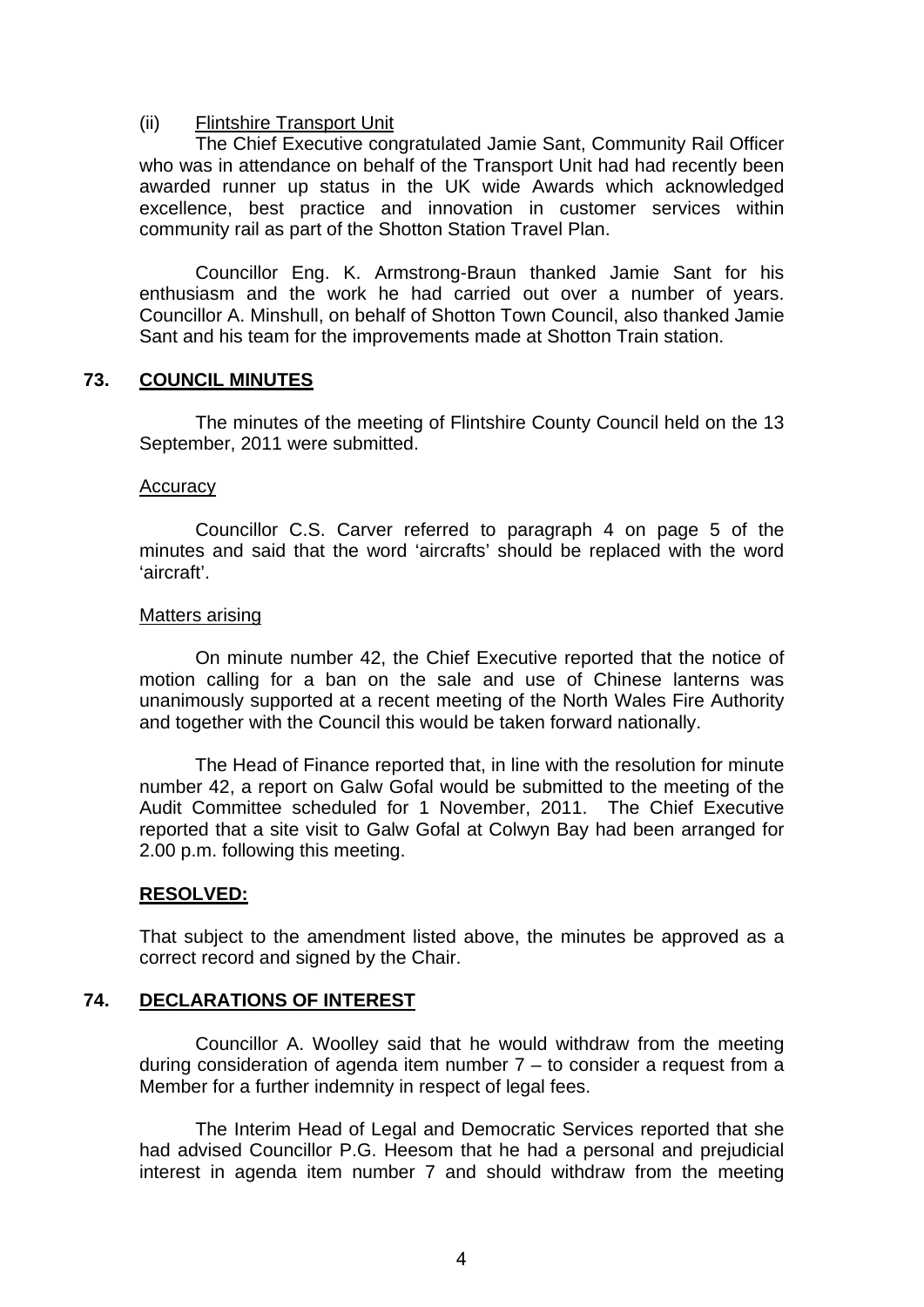(ii) Flintshire Transport Unit

The Chief Executive congratulated Jamie Sant, Community Rail Officer who was in attendance on behalf of the Transport Unit had had recently been awarded runner up status in the UK wide Awards which acknowledged excellence, best practice and innovation in customer services within community rail as part of the Shotton Station Travel Plan.

Councillor Eng. K. Armstrong-Braun thanked Jamie Sant for his enthusiasm and the work he had carried out over a number of years. Councillor A. Minshull, on behalf of Shotton Town Council, also thanked Jamie Sant and his team for the improvements made at Shotton Train station.

## 73. COUNCIL MINUTES

The minutes of the meeting of Flintshire County Council held on the 13 September, 2011 were submitted.

Accuracy

Councillor C.S. Carver referred to paragraph 4 on page 5 of the minutes and said that the word 'aircrafts' should be replaced with the word 'aircraft'.

Matters arising

On minute number 42, the Chief Executive reported that the notice of motion calling for a ban on the sale and use of Chinese lanterns was unanimously supported at a recent meeting of the North Wales Fire Authority and together with the Council this would be taken forward nationally.

The Head of Finance reported that, in line with the resolution for minute number 42, a report on Galw Gofal would be submitted to the meeting of the Audit Committee scheduled for 1 November, 2011. The Chief Executive reported that a site visit to Galw Gofal at Colwyn Bay had been arranged for 2.00 p.m. following this meeting.

**RESOLVED:**

That subject to the amendment listed above, the minutes be approved as a correct record and signed by the Chair.

## 74. DECLARATIONS OF INTEREST

Councillor A. Woolley said that he would withdraw from the meeting during consideration of agenda item number 7 – to consider a request from a Member for a further indemnity in respect of legal fees.

The Interim Head of Legal and Democratic Services reported that she had advised Councillor P.G. Heesom that he had a personal and prejudicial interest in agenda item number 7 and should withdraw from the meeting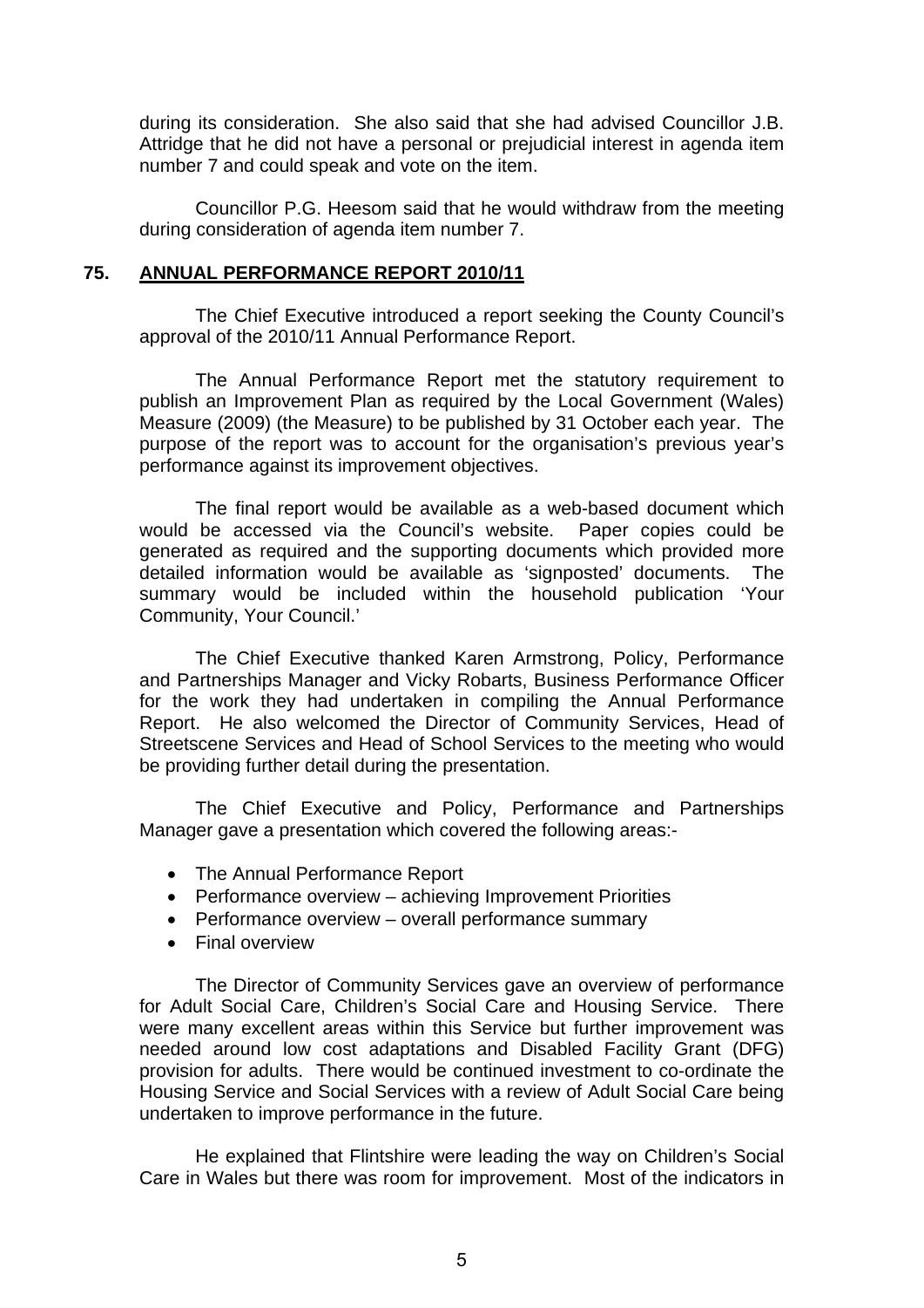during its consideration. She also said that she had advised Councillor J.B. Attridge that he did not have a personal or prejudicial interest in agenda item number 7 and could speak and vote on the item.

Councillor P.G. Heesom said that he would withdraw from the meeting during consideration of agenda item number 7.

## 75. ANNUAL PERFORMANCE REPORT 2010/11

The Chief Executive introduced a report seeking the County Council's approval of the 2010/11 Annual Performance Report.

The Annual Performance Report met the statutory requirement to publish an Improvement Plan as required by the Local Government (Wales) Measure (2009) (the Measure) to be published by 31 October each year. The purpose of the report was to account for the organisation's previous year's performance against its improvement objectives.

The final report would be available as a web-based document which would be accessed via the Council's website. Paper copies could be generated as required and the supporting documents which provided more detailed information would be available as 'signposted' documents. The summary would be included within the household publication 'Your Community, Your Council.'

The Chief Executive thanked Karen Armstrong, Policy, Performance and Partnerships Manager and Vicky Robarts, Business Performance Officer for the work they had undertaken in compiling the Annual Performance Report. He also welcomed the Director of Community Services, Head of Streetscene Services and Head of School Services to the meeting who would be providing further detail during the presentation.

The Chief Executive and Policy, Performance and Partnerships Manager gave a presentation which covered the following areas:-

- The Annual Performance Report
- Performance overview – achieving Improvement Priorities
- Performance overview – overall performance summary
- Final overview

The Director of Community Services gave an overview of performance for Adult Social Care, Children's Social Care and Housing Service. There were many excellent areas within this Service but further improvement was needed around low cost adaptations and Disabled Facility Grant (DFG) provision for adults. There would be continued investment to co-ordinate the Housing Service and Social Services with a review of Adult Social Care being undertaken to improve performance in the future.

He explained that Flintshire were leading the way on Children's Social Care in Wales but there was room for improvement. Most of the indicators in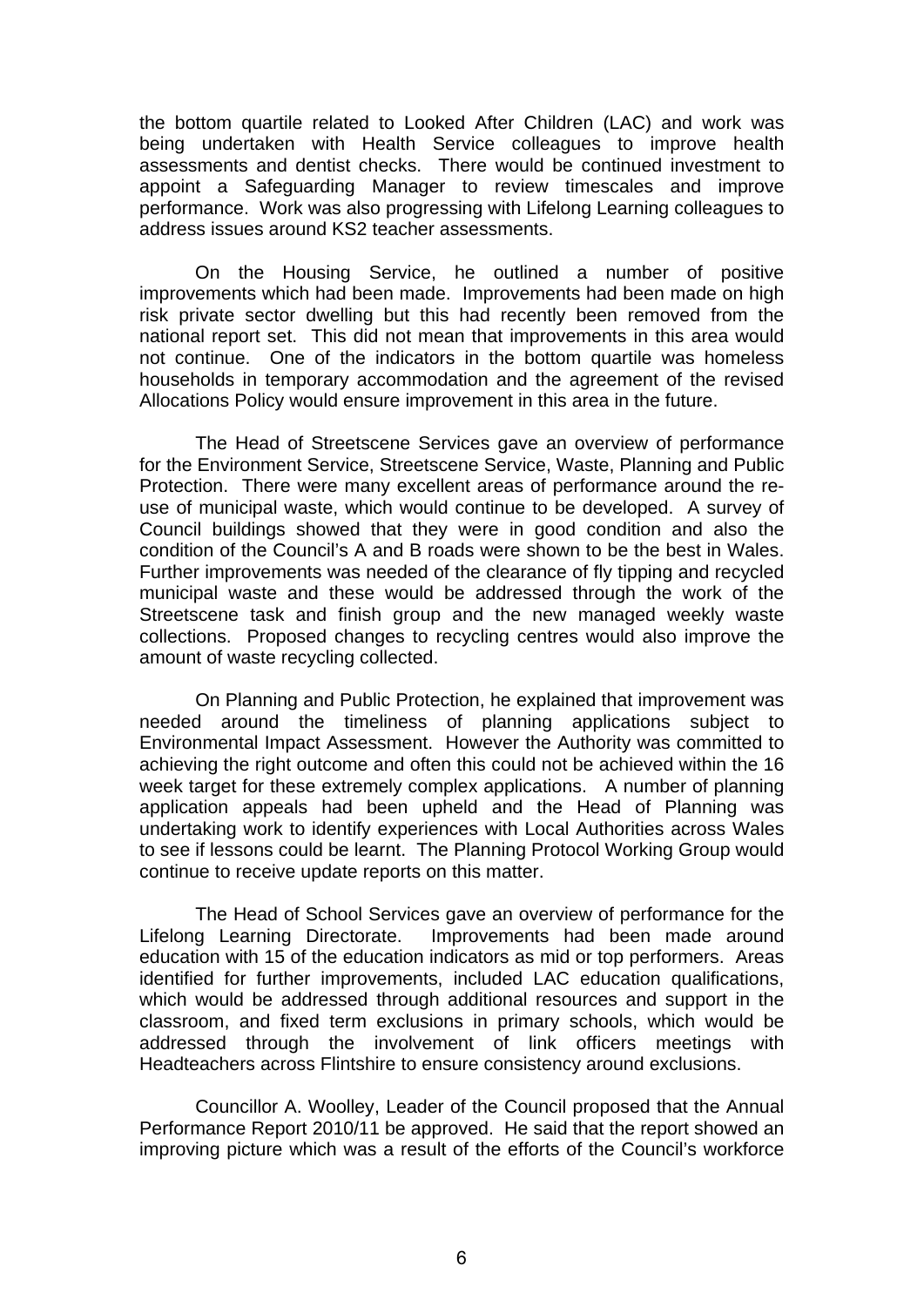the bottom quartile related to Looked After Children (LAC) and work was being undertaken with Health Service colleagues to improve health assessments and dentist checks. There would be continued investment to appoint a Safeguarding Manager to review timescales and improve performance. Work was also progressing with Lifelong Learning colleagues to address issues around KS2 teacher assessments.

On the Housing Service, he outlined a number of positive improvements which had been made. Improvements had been made on high risk private sector dwelling but this had recently been removed from the national report set. This did not mean that improvements in this area would not continue. One of the indicators in the bottom quartile was homeless households in temporary accommodation and the agreement of the revised Allocations Policy would ensure improvement in this area in the future.

The Head of Streetscene Services gave an overview of performance for the Environment Service, Streetscene Service, Waste, Planning and Public Protection. There were many excellent areas of performance around the re-use of municipal waste, which would continue to be developed. A survey of Council buildings showed that they were in good condition and also the condition of the Council's A and B roads were shown to be the best in Wales. Further improvements was needed of the clearance of fly tipping and recycled municipal waste and these would be addressed through the work of the Streetscene task and finish group and the new managed weekly waste collections. Proposed changes to recycling centres would also improve the amount of waste recycling collected.

On Planning and Public Protection, he explained that improvement was needed around the timeliness of planning applications subject to Environmental Impact Assessment. However the Authority was committed to achieving the right outcome and often this could not be achieved within the 16 week target for these extremely complex applications. A number of planning application appeals had been upheld and the Head of Planning was undertaking work to identify experiences with Local Authorities across Wales to see if lessons could be learnt. The Planning Protocol Working Group would continue to receive update reports on this matter.

The Head of School Services gave an overview of performance for the Lifelong Learning Directorate. Improvements had been made around education with 15 of the education indicators as mid or top performers. Areas identified for further improvements, included LAC education qualifications, which would be addressed through additional resources and support in the classroom, and fixed term exclusions in primary schools, which would be addressed through the involvement of link officers meetings with Headteachers across Flintshire to ensure consistency around exclusions.

Councillor A. Woolley, Leader of the Council proposed that the Annual Performance Report 2010/11 be approved. He said that the report showed an improving picture which was a result of the efforts of the Council's workforce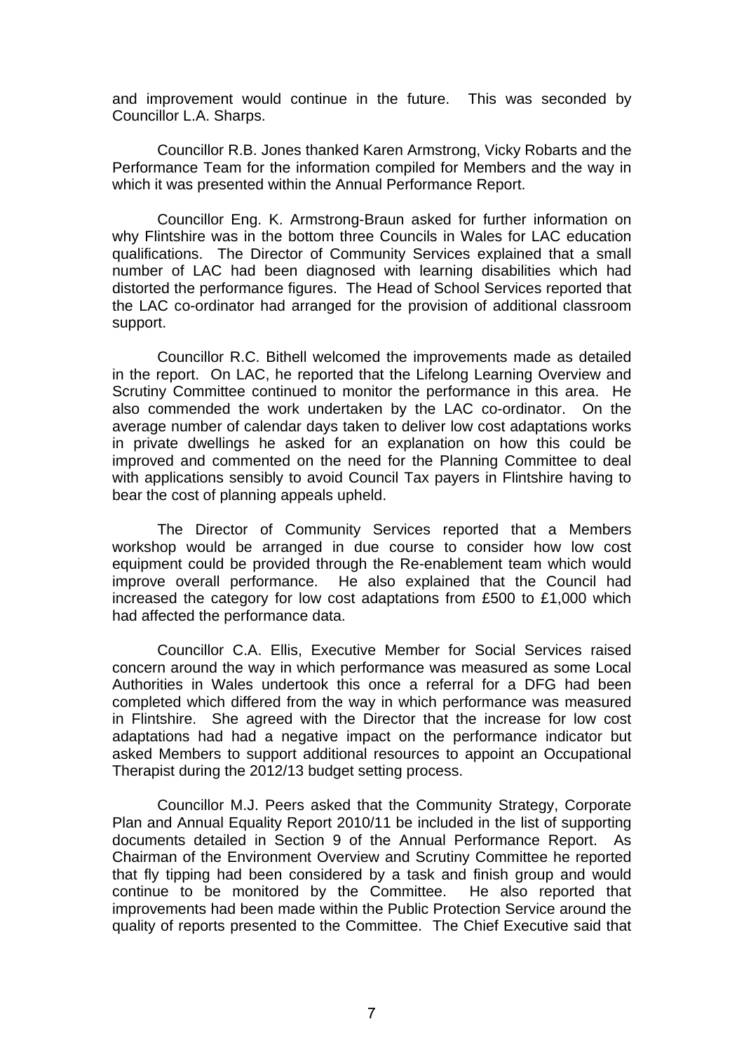and improvement would continue in the future. This was seconded by Councillor L.A. Sharps.

Councillor R.B. Jones thanked Karen Armstrong, Vicky Robarts and the Performance Team for the information compiled for Members and the way in which it was presented within the Annual Performance Report.

Councillor Eng. K. Armstrong-Braun asked for further information on why Flintshire was in the bottom three Councils in Wales for LAC education qualifications. The Director of Community Services explained that a small number of LAC had been diagnosed with learning disabilities which had distorted the performance figures. The Head of School Services reported that the LAC co-ordinator had arranged for the provision of additional classroom support.

Councillor R.C. Bithell welcomed the improvements made as detailed in the report. On LAC, he reported that the Lifelong Learning Overview and Scrutiny Committee continued to monitor the performance in this area. He also commended the work undertaken by the LAC co-ordinator. On the average number of calendar days taken to deliver low cost adaptations works in private dwellings he asked for an explanation on how this could be improved and commented on the need for the Planning Committee to deal with applications sensibly to avoid Council Tax payers in Flintshire having to bear the cost of planning appeals upheld.

The Director of Community Services reported that a Members workshop would be arranged in due course to consider how low cost equipment could be provided through the Re-enablement team which would improve overall performance. He also explained that the Council had increased the category for low cost adaptations from £500 to £1,000 which had affected the performance data.

Councillor C.A. Ellis, Executive Member for Social Services raised concern around the way in which performance was measured as some Local Authorities in Wales undertook this once a referral for a DFG had been completed which differed from the way in which performance was measured in Flintshire. She agreed with the Director that the increase for low cost adaptations had had a negative impact on the performance indicator but asked Members to support additional resources to appoint an Occupational Therapist during the 2012/13 budget setting process.

Councillor M.J. Peers asked that the Community Strategy, Corporate Plan and Annual Equality Report 2010/11 be included in the list of supporting documents detailed in Section 9 of the Annual Performance Report. As Chairman of the Environment Overview and Scrutiny Committee he reported that fly tipping had been considered by a task and finish group and would continue to be monitored by the Committee. He also reported that improvements had been made within the Public Protection Service around the quality of reports presented to the Committee. The Chief Executive said that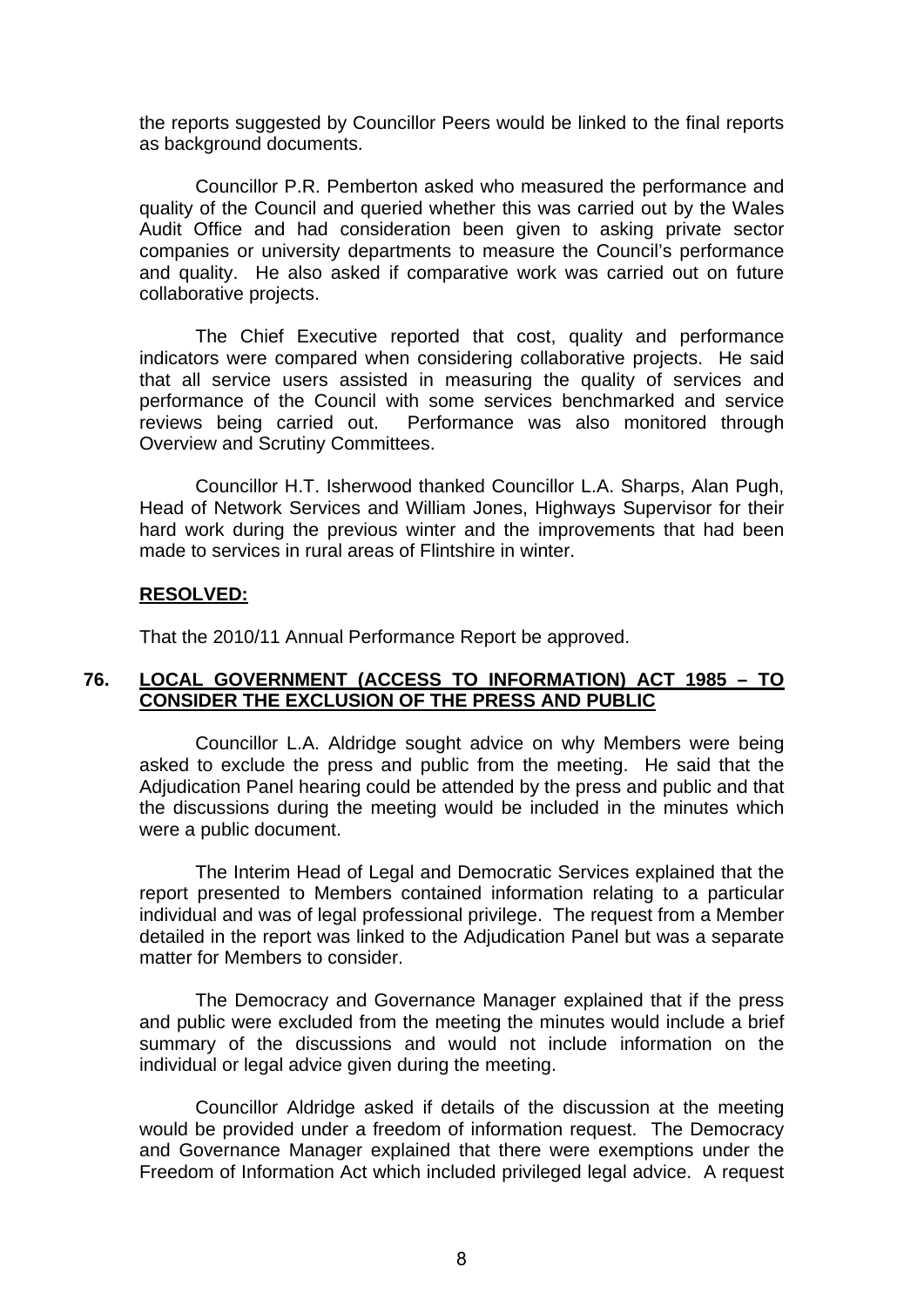the reports suggested by Councillor Peers would be linked to the final reports as background documents.

Councillor P.R. Pemberton asked who measured the performance and quality of the Council and queried whether this was carried out by the Wales Audit Office and had consideration been given to asking private sector companies or university departments to measure the Council's performance and quality. He also asked if comparative work was carried out on future collaborative projects.

The Chief Executive reported that cost, quality and performance indicators were compared when considering collaborative projects. He said that all service users assisted in measuring the quality of services and performance of the Council with some services benchmarked and service reviews being carried out. Performance was also monitored through Overview and Scrutiny Committees.

Councillor H.T. Isherwood thanked Councillor L.A. Sharps, Alan Pugh, Head of Network Services and William Jones, Highways Supervisor for their hard work during the previous winter and the improvements that had been made to services in rural areas of Flintshire in winter.

**RESOLVED:**

That the 2010/11 Annual Performance Report be approved.

## 76. LOCAL GOVERNMENT (ACCESS TO INFORMATION) ACT 1985 – TO CONSIDER THE EXCLUSION OF THE PRESS AND PUBLIC

Councillor L.A. Aldridge sought advice on why Members were being asked to exclude the press and public from the meeting. He said that the Adjudication Panel hearing could be attended by the press and public and that the discussions during the meeting would be included in the minutes which were a public document.

The Interim Head of Legal and Democratic Services explained that the report presented to Members contained information relating to a particular individual and was of legal professional privilege. The request from a Member detailed in the report was linked to the Adjudication Panel but was a separate matter for Members to consider.

The Democracy and Governance Manager explained that if the press and public were excluded from the meeting the minutes would include a brief summary of the discussions and would not include information on the individual or legal advice given during the meeting.

Councillor Aldridge asked if details of the discussion at the meeting would be provided under a freedom of information request. The Democracy and Governance Manager explained that there were exemptions under the Freedom of Information Act which included privileged legal advice. A request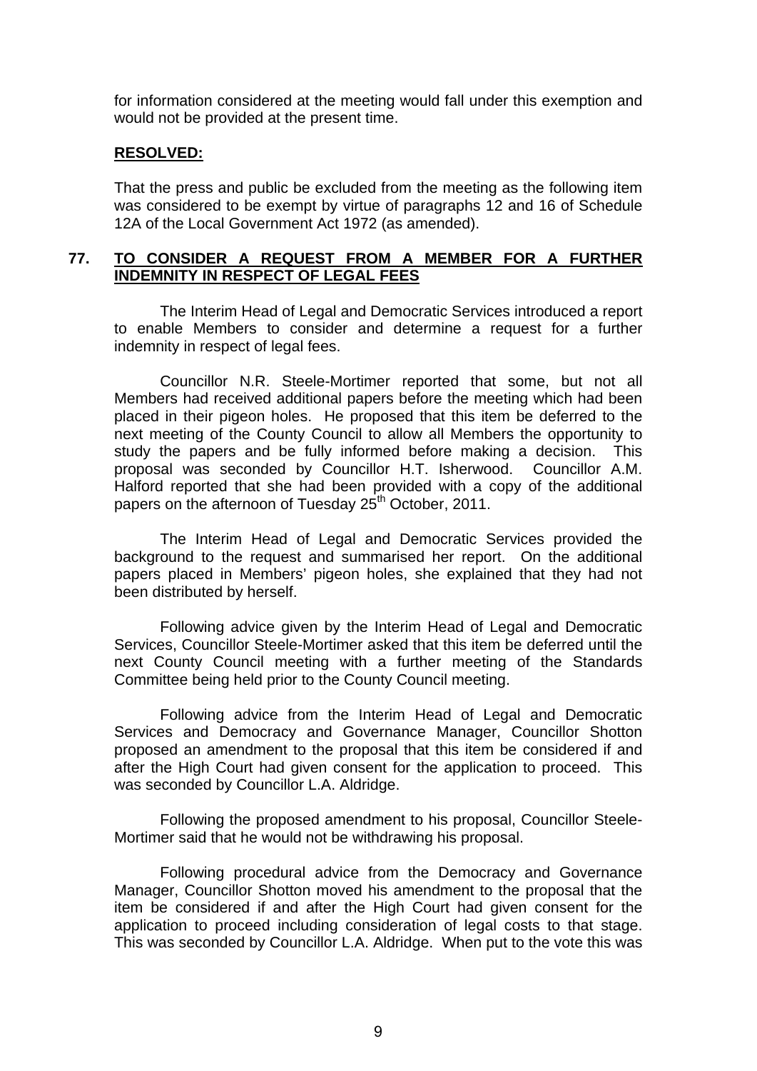for information considered at the meeting would fall under this exemption and would not be provided at the present time.

**RESOLVED:**

That the press and public be excluded from the meeting as the following item was considered to be exempt by virtue of paragraphs 12 and 16 of Schedule 12A of the Local Government Act 1972 (as amended).

## 77. TO CONSIDER A REQUEST FROM A MEMBER FOR A FURTHER INDEMNITY IN RESPECT OF LEGAL FEES

The Interim Head of Legal and Democratic Services introduced a report to enable Members to consider and determine a request for a further indemnity in respect of legal fees.

Councillor N.R. Steele-Mortimer reported that some, but not all Members had received additional papers before the meeting which had been placed in their pigeon holes. He proposed that this item be deferred to the next meeting of the County Council to allow all Members the opportunity to study the papers and be fully informed before making a decision. This proposal was seconded by Councillor H.T. Isherwood. Councillor A.M. Halford reported that she had been provided with a copy of the additional papers on the afternoon of Tuesday 25th October, 2011.

The Interim Head of Legal and Democratic Services provided the background to the request and summarised her report. On the additional papers placed in Members' pigeon holes, she explained that they had not been distributed by herself.

Following advice given by the Interim Head of Legal and Democratic Services, Councillor Steele-Mortimer asked that this item be deferred until the next County Council meeting with a further meeting of the Standards Committee being held prior to the County Council meeting.

Following advice from the Interim Head of Legal and Democratic Services and Democracy and Governance Manager, Councillor Shotton proposed an amendment to the proposal that this item be considered if and after the High Court had given consent for the application to proceed. This was seconded by Councillor L.A. Aldridge.

Following the proposed amendment to his proposal, Councillor Steele-Mortimer said that he would not be withdrawing his proposal.

Following procedural advice from the Democracy and Governance Manager, Councillor Shotton moved his amendment to the proposal that the item be considered if and after the High Court had given consent for the application to proceed including consideration of legal costs to that stage. This was seconded by Councillor L.A. Aldridge. When put to the vote this was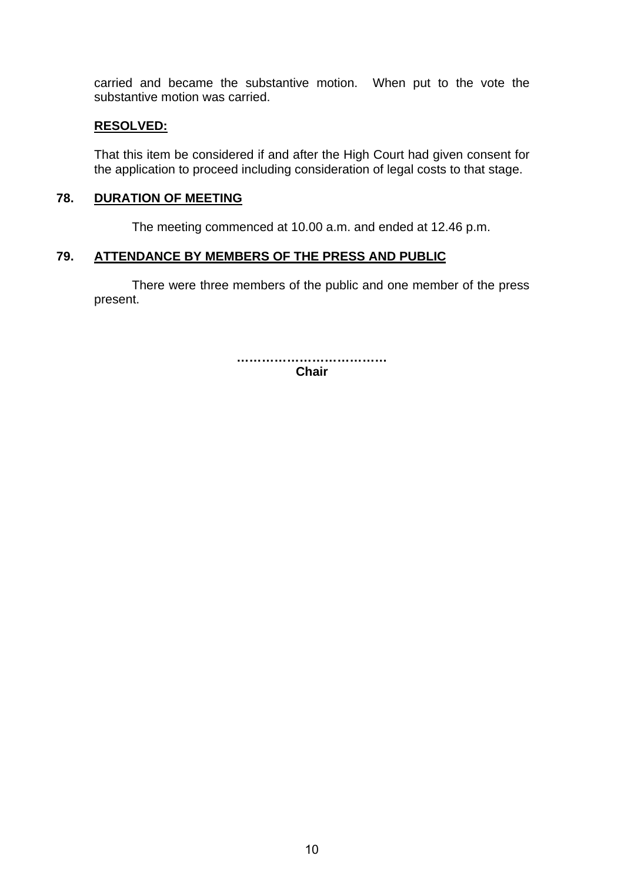carried and became the substantive motion. When put to the vote the substantive motion was carried.

**RESOLVED:**

That this item be considered if and after the High Court had given consent for the application to proceed including consideration of legal costs to that stage.

## 78. DURATION OF MEETING

The meeting commenced at 10.00 a.m. and ended at 12.46 p.m.

## 79. ATTENDANCE BY MEMBERS OF THE PRESS AND PUBLIC

There were three members of the public and one member of the press present.

**………………………………**
**Chair**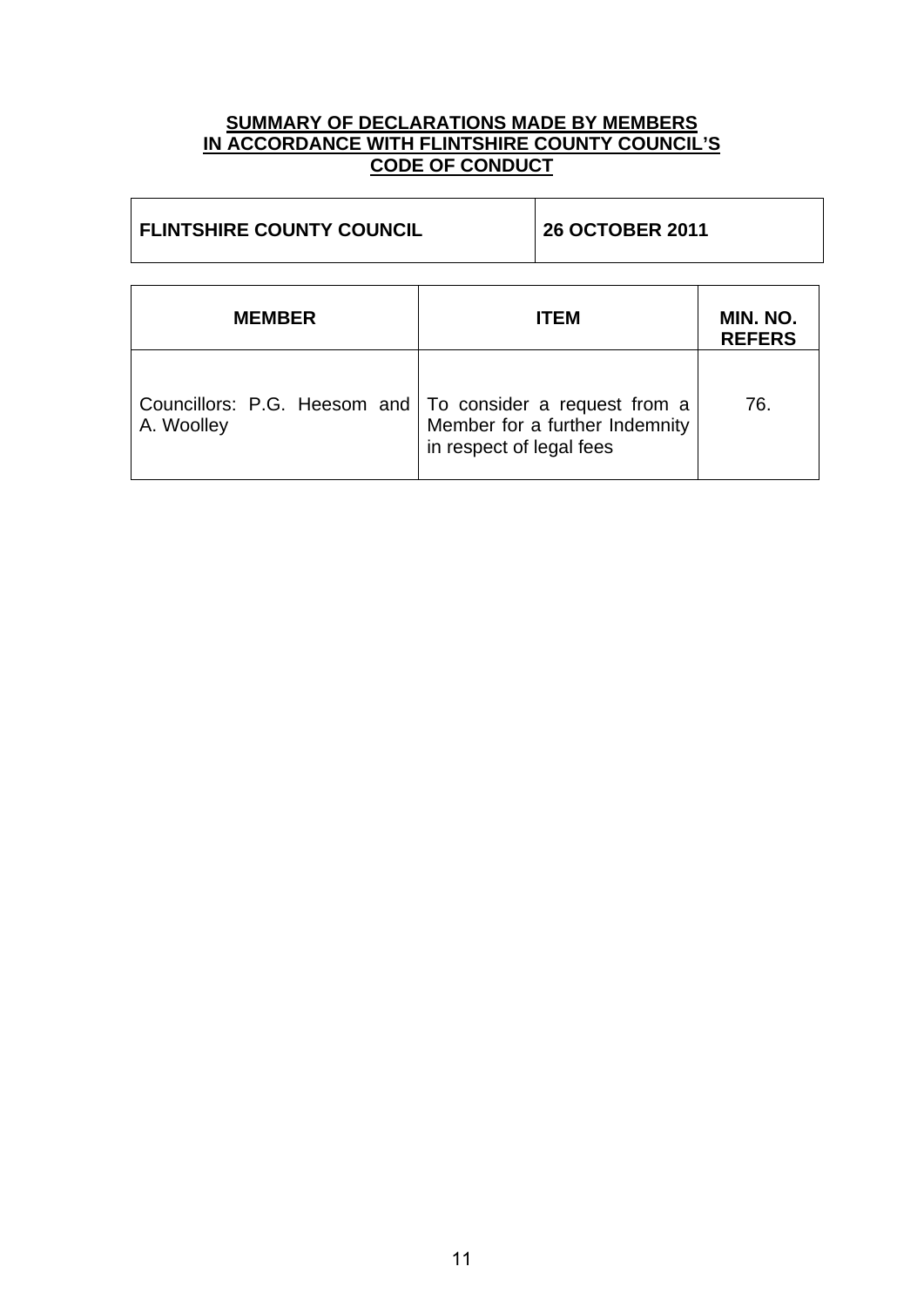**SUMMARY OF DECLARATIONS MADE BY MEMBERS IN ACCORDANCE WITH FLINTSHIRE COUNTY COUNCIL'S CODE OF CONDUCT**

| | |
|---|---|
| **FLINTSHIRE COUNTY COUNCIL** | **26 OCTOBER 2011** |

| MEMBER | ITEM | MIN. NO. REFERS |
|---|---|---|
| Councillors: P.G. Heesom and A. Woolley | To consider a request from a Member for a further Indemnity in respect of legal fees | 76. |